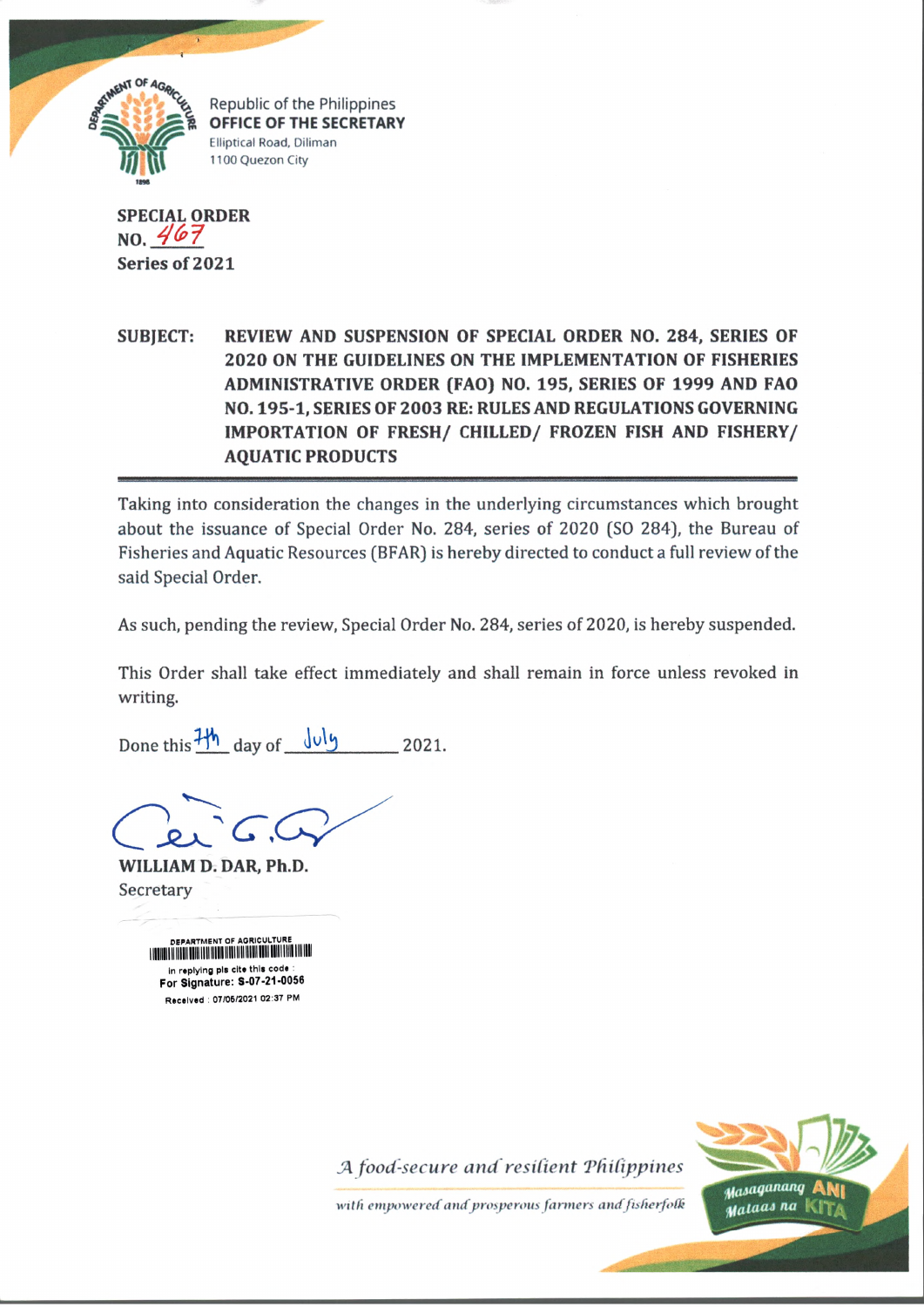Republic of the Philippines
**OFFICE OF THE SECRETARY**
Elliptical Road, Diliman
1100 Quezon City

**SPECIAL ORDER**
**NO. 467**
**Series of 2021**

**SUBJECT: REVIEW AND SUSPENSION OF SPECIAL ORDER NO. 284, SERIES OF 2020 ON THE GUIDELINES ON THE IMPLEMENTATION OF FISHERIES ADMINISTRATIVE ORDER (FAO) NO. 195, SERIES OF 1999 AND FAO NO. 195-1, SERIES OF 2003 RE: RULES AND REGULATIONS GOVERNING IMPORTATION OF FRESH/ CHILLED/ FROZEN FISH AND FISHERY/ AQUATIC PRODUCTS**

---

Taking into consideration the changes in the underlying circumstances which brought about the issuance of Special Order No. 284, series of 2020 (SO 284), the Bureau of Fisheries and Aquatic Resources (BFAR) is hereby directed to conduct a full review of the said Special Order.

As such, pending the review, Special Order No. 284, series of 2020, is hereby suspended.

This Order shall take effect immediately and shall remain in force unless revoked in writing.

Done this 7th day of July 2021.

**WILLIAM D. DAR, Ph.D.**
Secretary

DEPARTMENT OF AGRICULTURE
in replying pls cite this code :
For Signature: S-07-21-0056
Received : 07/06/2021 02:37 PM

*A food-secure and resilient Philippines*
*with empowered and prosperous farmers and fisherfolk*

Masaganang ANI Mataas na KITA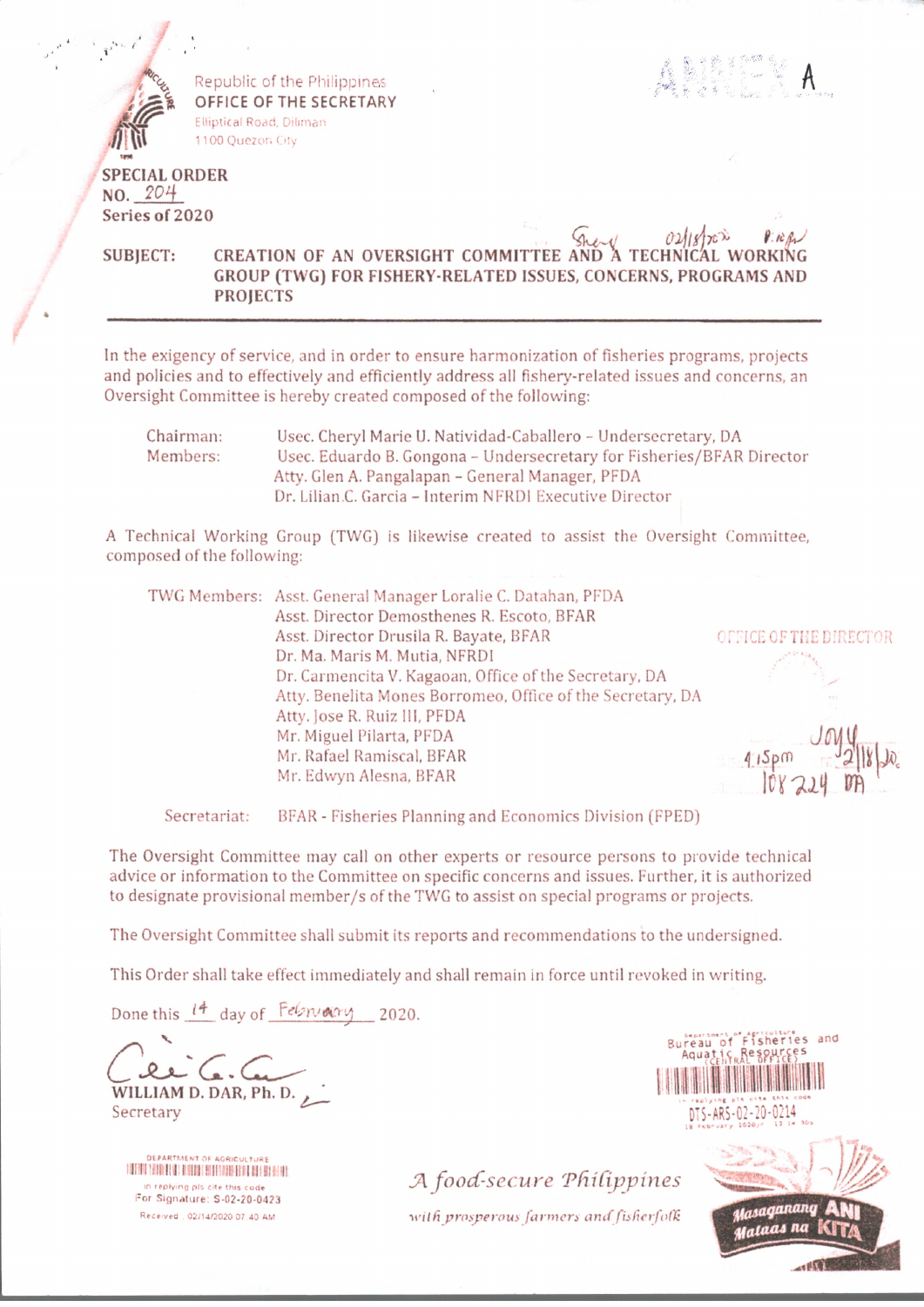ANNEX A

Republic of the Philippines
**OFFICE OF THE SECRETARY**
Elliptical Road, Diliman
1100 Quezon City

**SPECIAL ORDER**
**NO. 204**
**Series of 2020**

**SUBJECT: CREATION OF AN OVERSIGHT COMMITTEE AND A TECHNICAL WORKING GROUP (TWG) FOR FISHERY-RELATED ISSUES, CONCERNS, PROGRAMS AND PROJECTS**

---

In the exigency of service, and in order to ensure harmonization of fisheries programs, projects and policies and to effectively and efficiently address all fishery-related issues and concerns, an Oversight Committee is hereby created composed of the following:

| | |
|---|---|
| Chairman: | Usec. Cheryl Marie U. Natividad-Caballero – Undersecretary, DA |
| Members: | Usec. Eduardo B. Gongona – Undersecretary for Fisheries/BFAR Director |
| | Atty. Glen A. Pangalapan – General Manager, PFDA |
| | Dr. Lilian C. Garcia – Interim NFRDI Executive Director |

A Technical Working Group (TWG) is likewise created to assist the Oversight Committee, composed of the following:

TWG Members:
- Asst. General Manager Loralie C. Datahan, PFDA
- Asst. Director Demosthenes R. Escoto, BFAR
- Asst. Director Drusila R. Bayate, BFAR
- Dr. Ma. Maris M. Mutia, NFRDI
- Dr. Carmencita V. Kagaoan, Office of the Secretary, DA
- Atty. Benelita Mones Borromeo, Office of the Secretary, DA
- Atty. Jose R. Ruiz III, PFDA
- Mr. Miguel Pilarta, PFDA
- Mr. Rafael Ramiscal, BFAR
- Mr. Edwyn Alesna, BFAR

Secretariat: BFAR - Fisheries Planning and Economics Division (FPED)

The Oversight Committee may call on other experts or resource persons to provide technical advice or information to the Committee on specific concerns and issues. Further, it is authorized to designate provisional member/s of the TWG to assist on special programs or projects.

The Oversight Committee shall submit its reports and recommendations to the undersigned.

This Order shall take effect immediately and shall remain in force until revoked in writing.

Done this 14 day of February 2020.

**WILLIAM D. DAR, Ph. D.**
Secretary

*A food-secure Philippines*
*with prosperous farmers and fisherfolk*

Masaganang ANI Mataas na KITA